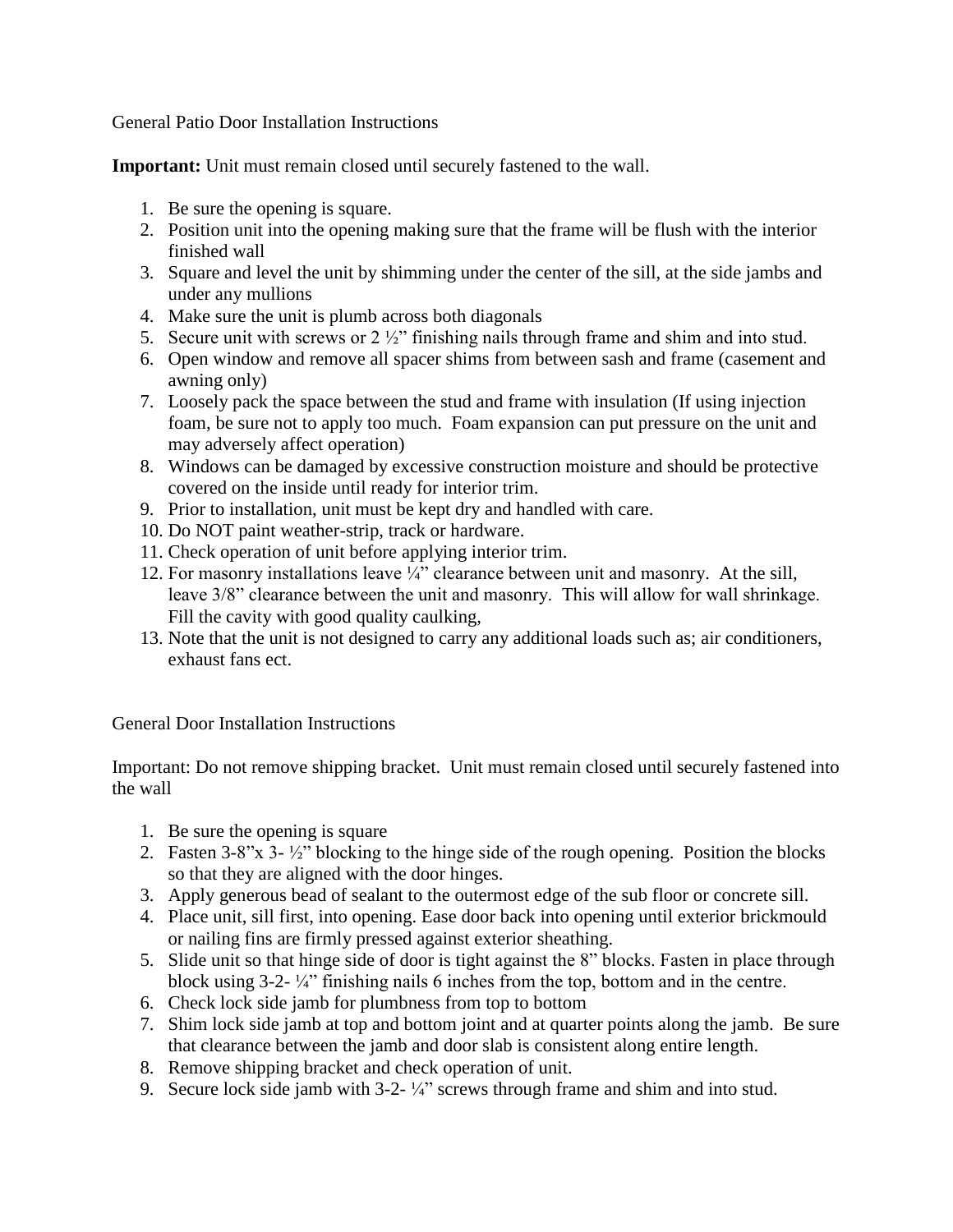General Patio Door Installation Instructions

**Important:** Unit must remain closed until securely fastened to the wall.

1. Be sure the opening is square.
2. Position unit into the opening making sure that the frame will be flush with the interior finished wall
3. Square and level the unit by shimming under the center of the sill, at the side jambs and under any mullions
4. Make sure the unit is plumb across both diagonals
5. Secure unit with screws or 2 ½" finishing nails through frame and shim and into stud.
6. Open window and remove all spacer shims from between sash and frame (casement and awning only)
7. Loosely pack the space between the stud and frame with insulation (If using injection foam, be sure not to apply too much. Foam expansion can put pressure on the unit and may adversely affect operation)
8. Windows can be damaged by excessive construction moisture and should be protective covered on the inside until ready for interior trim.
9. Prior to installation, unit must be kept dry and handled with care.
10. Do NOT paint weather-strip, track or hardware.
11. Check operation of unit before applying interior trim.
12. For masonry installations leave ¼" clearance between unit and masonry. At the sill, leave 3/8" clearance between the unit and masonry. This will allow for wall shrinkage. Fill the cavity with good quality caulking,
13. Note that the unit is not designed to carry any additional loads such as; air conditioners, exhaust fans ect.

General Door Installation Instructions

Important: Do not remove shipping bracket. Unit must remain closed until securely fastened into the wall

1. Be sure the opening is square
2. Fasten 3-8"x 3- ½" blocking to the hinge side of the rough opening. Position the blocks so that they are aligned with the door hinges.
3. Apply generous bead of sealant to the outermost edge of the sub floor or concrete sill.
4. Place unit, sill first, into opening. Ease door back into opening until exterior brickmould or nailing fins are firmly pressed against exterior sheathing.
5. Slide unit so that hinge side of door is tight against the 8" blocks. Fasten in place through block using 3-2- ¼" finishing nails 6 inches from the top, bottom and in the centre.
6. Check lock side jamb for plumbness from top to bottom
7. Shim lock side jamb at top and bottom joint and at quarter points along the jamb. Be sure that clearance between the jamb and door slab is consistent along entire length.
8. Remove shipping bracket and check operation of unit.
9. Secure lock side jamb with 3-2- ¼" screws through frame and shim and into stud.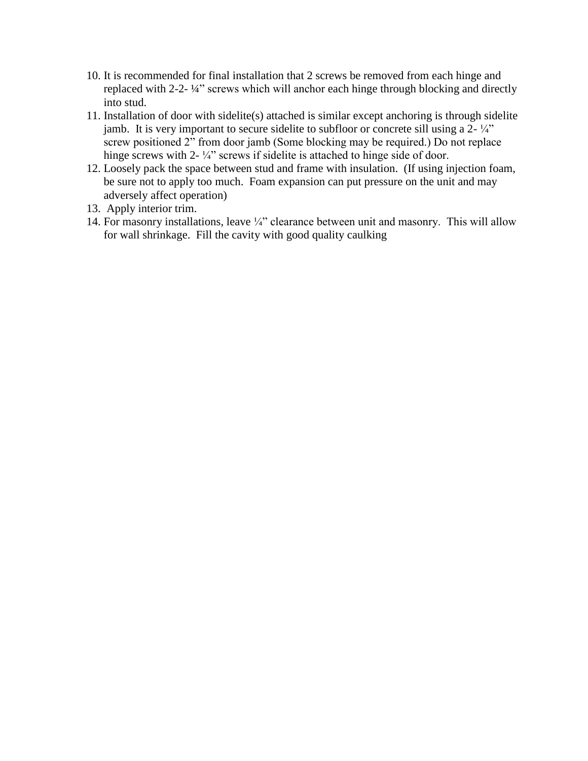10. It is recommended for final installation that 2 screws be removed from each hinge and replaced with 2-2- ¼" screws which will anchor each hinge through blocking and directly into stud.
11. Installation of door with sidelite(s) attached is similar except anchoring is through sidelite jamb. It is very important to secure sidelite to subfloor or concrete sill using a 2- ¼" screw positioned 2" from door jamb (Some blocking may be required.) Do not replace hinge screws with 2- ¼" screws if sidelite is attached to hinge side of door.
12. Loosely pack the space between stud and frame with insulation. (If using injection foam, be sure not to apply too much. Foam expansion can put pressure on the unit and may adversely affect operation)
13. Apply interior trim.
14. For masonry installations, leave ¼" clearance between unit and masonry. This will allow for wall shrinkage. Fill the cavity with good quality caulking